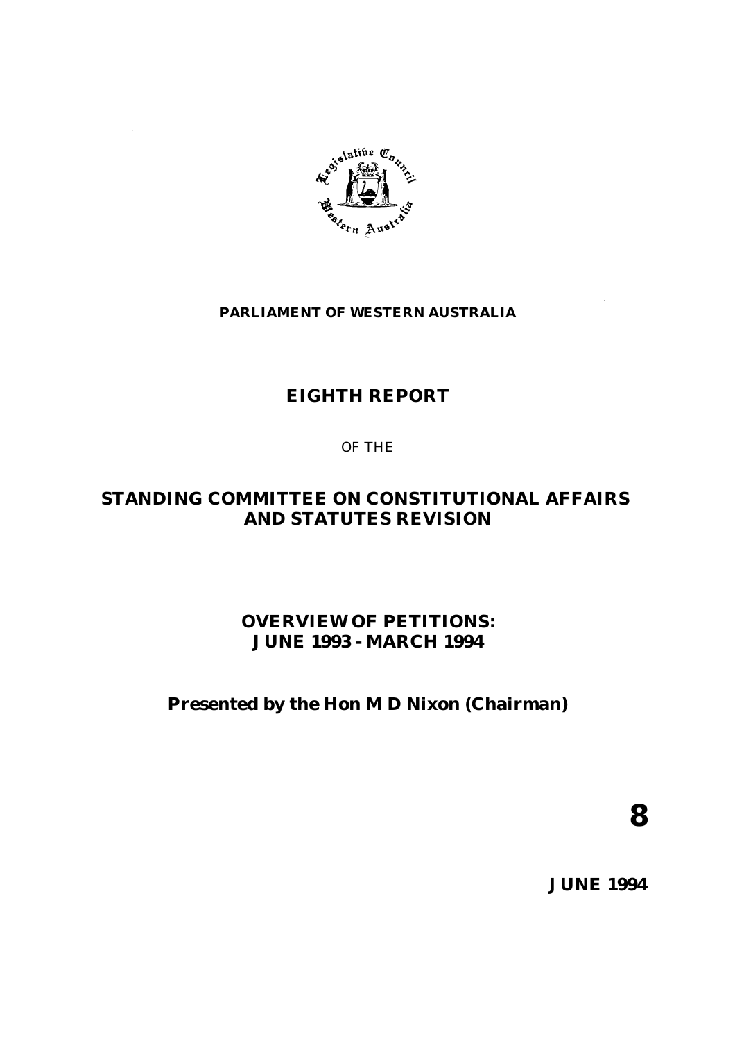**PARLIAMENT OF WESTERN AUSTRALIA**

# EIGHTH REPORT

OF THE

# STANDING COMMITTEE ON CONSTITUTIONAL AFFAIRS AND STATUTES REVISION

## OVERVIEW OF PETITIONS: JUNE 1993 - MARCH 1994

**Presented by the Hon M D Nixon (Chairman)**

**8**

**JUNE 1994**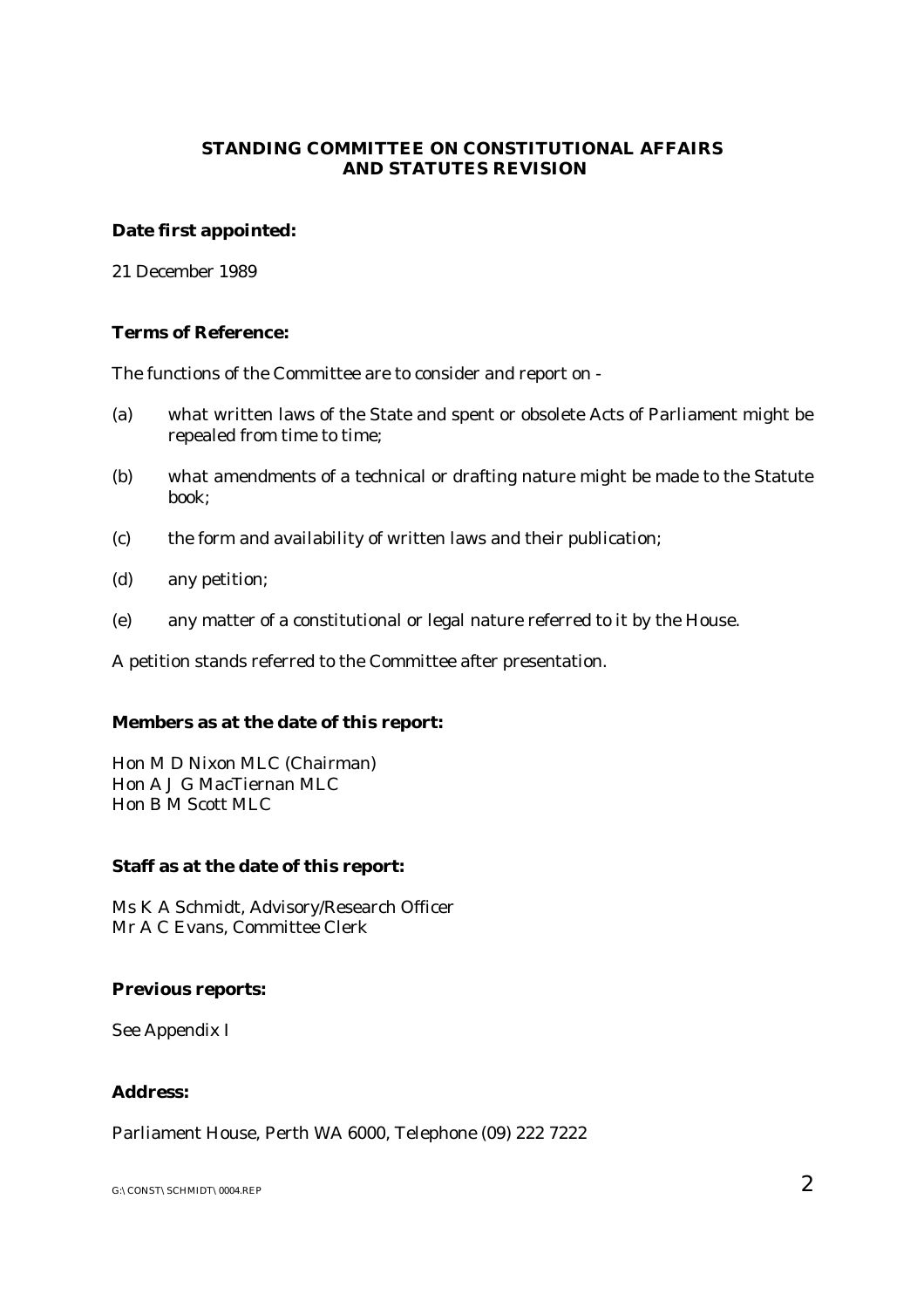# STANDING COMMITTEE ON CONSTITUTIONAL AFFAIRS AND STATUTES REVISION

**Date first appointed:**

21 December 1989

**Terms of Reference:**

The functions of the Committee are to consider and report on -

(a) what written laws of the State and spent or obsolete Acts of Parliament might be repealed from time to time;

(b) what amendments of a technical or drafting nature might be made to the Statute book;

(c) the form and availability of written laws and their publication;

(d) any petition;

(e) any matter of a constitutional or legal nature referred to it by the House.

A petition stands referred to the Committee after presentation.

**Members as at the date of this report:**

Hon M D Nixon MLC (Chairman)
Hon A J G MacTiernan MLC
Hon B M Scott MLC

**Staff as at the date of this report:**

Ms K A Schmidt, Advisory/Research Officer
Mr A C Evans, Committee Clerk

**Previous reports:**

See Appendix I

**Address:**

Parliament House, Perth WA 6000, Telephone (09) 222 7222

G:\CONST\SCHMIDT\0004.REP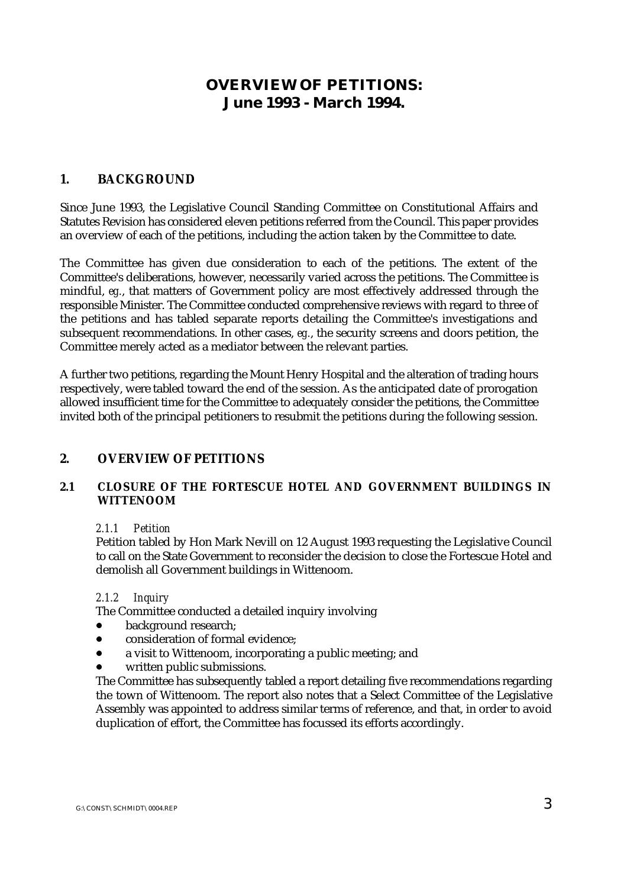# OVERVIEW OF PETITIONS:
# June 1993 - March 1994.

## 1. BACKGROUND

Since June 1993, the Legislative Council Standing Committee on Constitutional Affairs and Statutes Revision has considered eleven petitions referred from the Council. This paper provides an overview of each of the petitions, including the action taken by the Committee to date.

The Committee has given due consideration to each of the petitions. The extent of the Committee's deliberations, however, necessarily varied across the petitions. The Committee is mindful, *eg.*, that matters of Government policy are most effectively addressed through the responsible Minister. The Committee conducted comprehensive reviews with regard to three of the petitions and has tabled separate reports detailing the Committee's investigations and subsequent recommendations. In other cases, *eg.*, the security screens and doors petition, the Committee merely acted as a mediator between the relevant parties.

A further two petitions, regarding the Mount Henry Hospital and the alteration of trading hours respectively, were tabled toward the end of the session. As the anticipated date of prorogation allowed insufficient time for the Committee to adequately consider the petitions, the Committee invited both of the principal petitioners to resubmit the petitions during the following session.

## 2. OVERVIEW OF PETITIONS

### 2.1 CLOSURE OF THE FORTESCUE HOTEL AND GOVERNMENT BUILDINGS IN WITTENOOM

#### *2.1.1 Petition*

Petition tabled by Hon Mark Nevill on 12 August 1993 requesting the Legislative Council to call on the State Government to reconsider the decision to close the Fortescue Hotel and demolish all Government buildings in Wittenoom.

#### *2.1.2 Inquiry*

The Committee conducted a detailed inquiry involving

- background research;
- consideration of formal evidence;
- a visit to Wittenoom, incorporating a public meeting; and
- written public submissions.

The Committee has subsequently tabled a report detailing five recommendations regarding the town of Wittenoom. The report also notes that a Select Committee of the Legislative Assembly was appointed to address similar terms of reference, and that, in order to avoid duplication of effort, the Committee has focussed its efforts accordingly.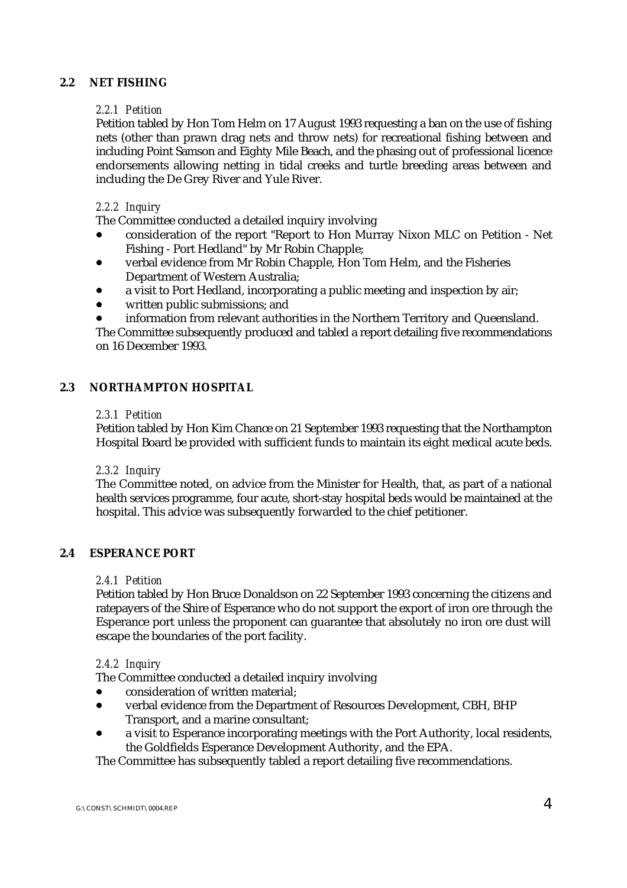## 2.2 NET FISHING

*2.2.1 Petition*

Petition tabled by Hon Tom Helm on 17 August 1993 requesting a ban on the use of fishing nets (other than prawn drag nets and throw nets) for recreational fishing between and including Point Samson and Eighty Mile Beach, and the phasing out of professional licence endorsements allowing netting in tidal creeks and turtle breeding areas between and including the De Grey River and Yule River.

*2.2.2 Inquiry*

The Committee conducted a detailed inquiry involving

- consideration of the report "Report to Hon Murray Nixon MLC on Petition - Net Fishing - Port Hedland" by Mr Robin Chapple;
- verbal evidence from Mr Robin Chapple, Hon Tom Helm, and the Fisheries Department of Western Australia;
- a visit to Port Hedland, incorporating a public meeting and inspection by air;
- written public submissions; and
- information from relevant authorities in the Northern Territory and Queensland.

The Committee subsequently produced and tabled a report detailing five recommendations on 16 December 1993.

## 2.3 NORTHAMPTON HOSPITAL

*2.3.1 Petition*

Petition tabled by Hon Kim Chance on 21 September 1993 requesting that the Northampton Hospital Board be provided with sufficient funds to maintain its eight medical acute beds.

*2.3.2 Inquiry*

The Committee noted, on advice from the Minister for Health, that, as part of a national health services programme, four acute, short-stay hospital beds would be maintained at the hospital. This advice was subsequently forwarded to the chief petitioner.

## 2.4 ESPERANCE PORT

*2.4.1 Petition*

Petition tabled by Hon Bruce Donaldson on 22 September 1993 concerning the citizens and ratepayers of the Shire of Esperance who do not support the export of iron ore through the Esperance port unless the proponent can guarantee that absolutely no iron ore dust will escape the boundaries of the port facility.

*2.4.2 Inquiry*

The Committee conducted a detailed inquiry involving

- consideration of written material;
- verbal evidence from the Department of Resources Development, CBH, BHP Transport, and a marine consultant;
- a visit to Esperance incorporating meetings with the Port Authority, local residents, the Goldfields Esperance Development Authority, and the EPA.

The Committee has subsequently tabled a report detailing five recommendations.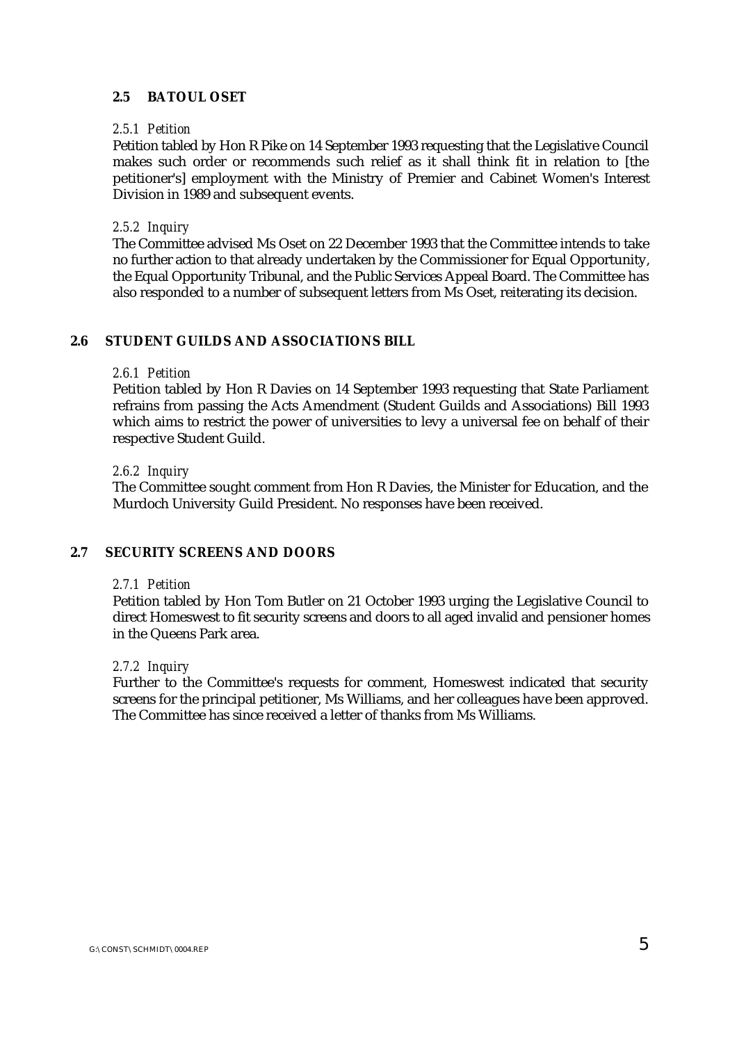## 2.5 BATOUL OSET

### *2.5.1 Petition*

Petition tabled by Hon R Pike on 14 September 1993 requesting that the Legislative Council makes such order or recommends such relief as it shall think fit in relation to [the petitioner's] employment with the Ministry of Premier and Cabinet Women's Interest Division in 1989 and subsequent events.

### *2.5.2 Inquiry*

The Committee advised Ms Oset on 22 December 1993 that the Committee intends to take no further action to that already undertaken by the Commissioner for Equal Opportunity, the Equal Opportunity Tribunal, and the Public Services Appeal Board. The Committee has also responded to a number of subsequent letters from Ms Oset, reiterating its decision.

## 2.6 STUDENT GUILDS AND ASSOCIATIONS BILL

### *2.6.1 Petition*

Petition tabled by Hon R Davies on 14 September 1993 requesting that State Parliament refrains from passing the Acts Amendment (Student Guilds and Associations) Bill 1993 which aims to restrict the power of universities to levy a universal fee on behalf of their respective Student Guild.

### *2.6.2 Inquiry*

The Committee sought comment from Hon R Davies, the Minister for Education, and the Murdoch University Guild President. No responses have been received.

## 2.7 SECURITY SCREENS AND DOORS

### *2.7.1 Petition*

Petition tabled by Hon Tom Butler on 21 October 1993 urging the Legislative Council to direct Homeswest to fit security screens and doors to all aged invalid and pensioner homes in the Queens Park area.

### *2.7.2 Inquiry*

Further to the Committee's requests for comment, Homeswest indicated that security screens for the principal petitioner, Ms Williams, and her colleagues have been approved. The Committee has since received a letter of thanks from Ms Williams.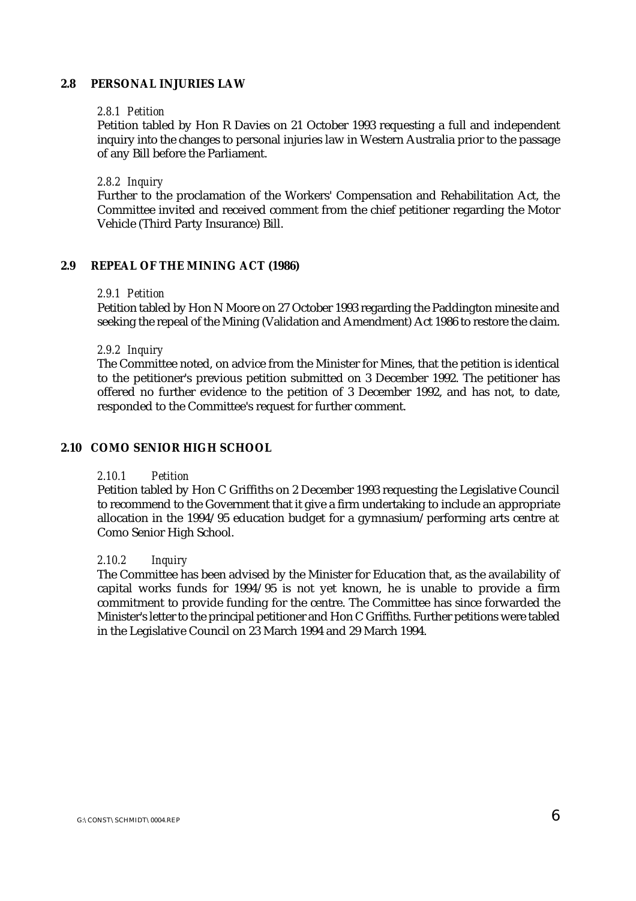## 2.8 PERSONAL INJURIES LAW

### *2.8.1 Petition*

Petition tabled by Hon R Davies on 21 October 1993 requesting a full and independent inquiry into the changes to personal injuries law in Western Australia prior to the passage of any Bill before the Parliament.

### *2.8.2 Inquiry*

Further to the proclamation of the Workers' Compensation and Rehabilitation Act, the Committee invited and received comment from the chief petitioner regarding the Motor Vehicle (Third Party Insurance) Bill.

## 2.9 REPEAL OF THE MINING ACT (1986)

### *2.9.1 Petition*

Petition tabled by Hon N Moore on 27 October 1993 regarding the Paddington minesite and seeking the repeal of the Mining (Validation and Amendment) Act 1986 to restore the claim.

### *2.9.2 Inquiry*

The Committee noted, on advice from the Minister for Mines, that the petition is identical to the petitioner's previous petition submitted on 3 December 1992. The petitioner has offered no further evidence to the petition of 3 December 1992, and has not, to date, responded to the Committee's request for further comment.

## 2.10 COMO SENIOR HIGH SCHOOL

### *2.10.1 Petition*

Petition tabled by Hon C Griffiths on 2 December 1993 requesting the Legislative Council to recommend to the Government that it give a firm undertaking to include an appropriate allocation in the 1994/95 education budget for a gymnasium/performing arts centre at Como Senior High School.

### *2.10.2 Inquiry*

The Committee has been advised by the Minister for Education that, as the availability of capital works funds for 1994/95 is not yet known, he is unable to provide a firm commitment to provide funding for the centre. The Committee has since forwarded the Minister's letter to the principal petitioner and Hon C Griffiths. Further petitions were tabled in the Legislative Council on 23 March 1994 and 29 March 1994.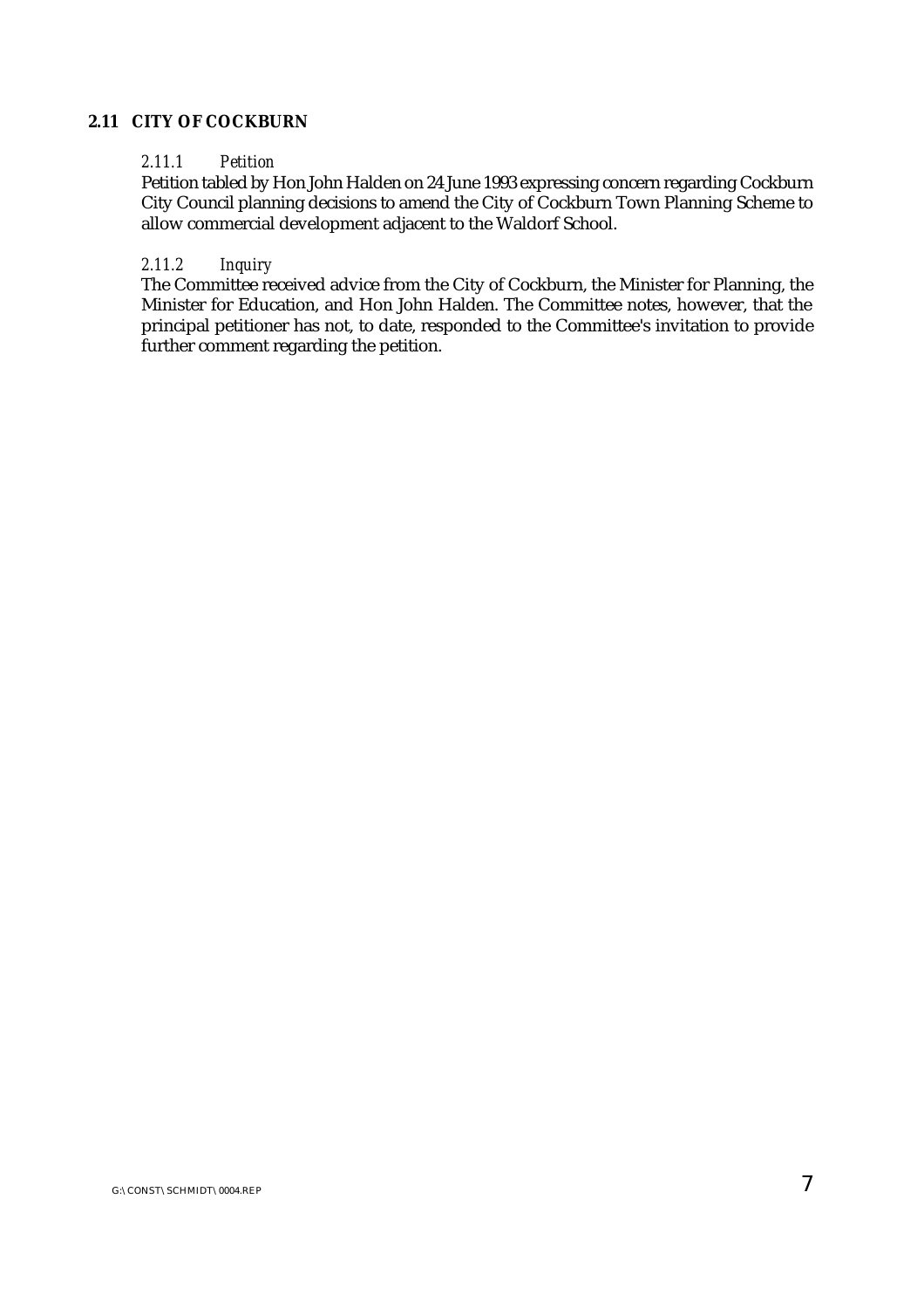## 2.11 CITY OF COCKBURN

### *2.11.1 Petition*

Petition tabled by Hon John Halden on 24 June 1993 expressing concern regarding Cockburn City Council planning decisions to amend the City of Cockburn Town Planning Scheme to allow commercial development adjacent to the Waldorf School.

### *2.11.2 Inquiry*

The Committee received advice from the City of Cockburn, the Minister for Planning, the Minister for Education, and Hon John Halden. The Committee notes, however, that the principal petitioner has not, to date, responded to the Committee's invitation to provide further comment regarding the petition.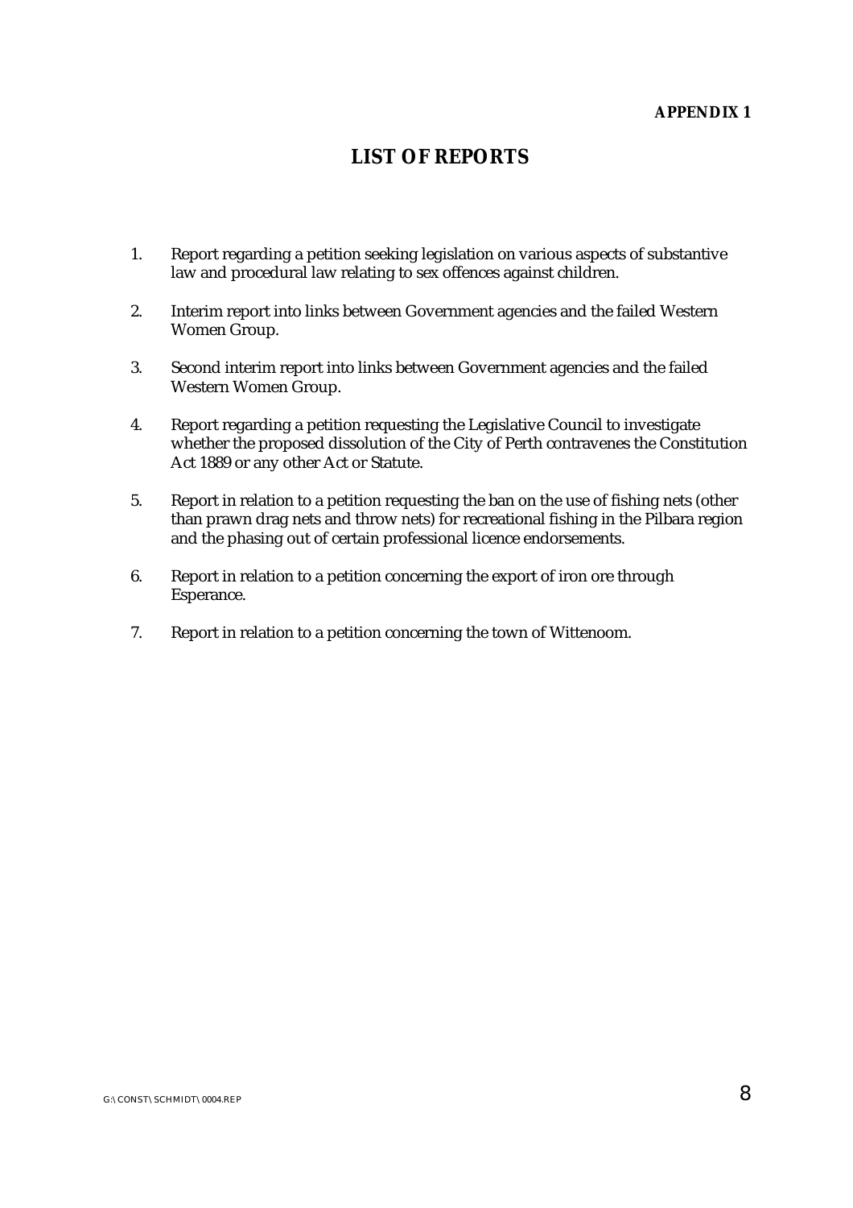**APPENDIX 1**

# LIST OF REPORTS

1. Report regarding a petition seeking legislation on various aspects of substantive law and procedural law relating to sex offences against children.

2. Interim report into links between Government agencies and the failed Western Women Group.

3. Second interim report into links between Government agencies and the failed Western Women Group.

4. Report regarding a petition requesting the Legislative Council to investigate whether the proposed dissolution of the City of Perth contravenes the Constitution Act 1889 or any other Act or Statute.

5. Report in relation to a petition requesting the ban on the use of fishing nets (other than prawn drag nets and throw nets) for recreational fishing in the Pilbara region and the phasing out of certain professional licence endorsements.

6. Report in relation to a petition concerning the export of iron ore through Esperance.

7. Report in relation to a petition concerning the town of Wittenoom.